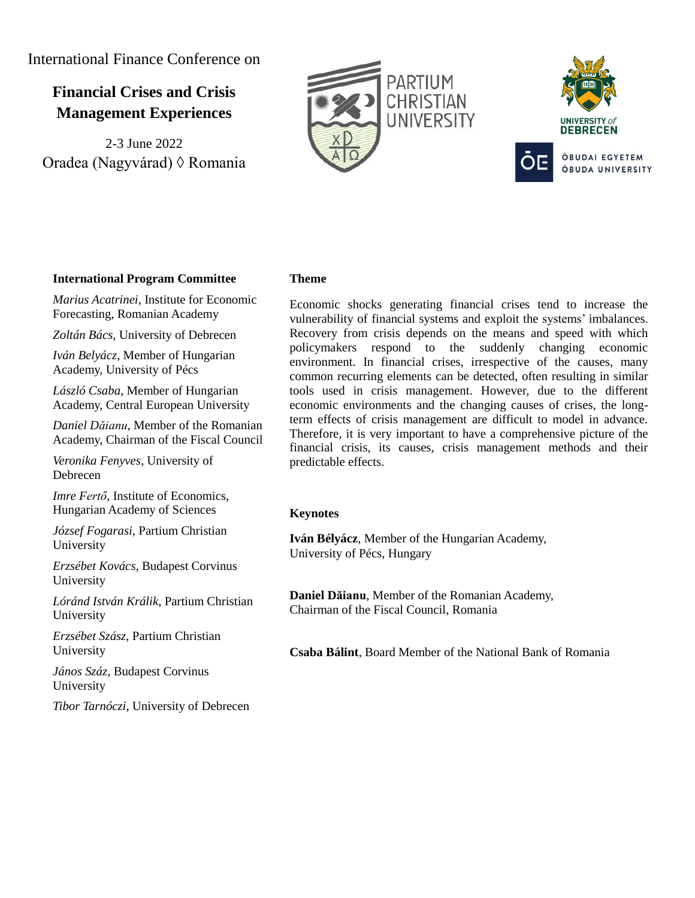International Finance Conference on

# Financial Crises and Crisis Management Experiences

2-3 June 2022
Oradea (Nagyvárad) ◊ Romania

PARTIUM CHRISTIAN UNIVERSITY

UNIVERSITY of DEBRECEN

ÓBUDAI EGYETEM
ÓBUDA UNIVERSITY

### International Program Committee

*Marius Acatrinei*, Institute for Economic Forecasting, Romanian Academy

*Zoltán Bács*, University of Debrecen

*Iván Belyácz*, Member of Hungarian Academy, University of Pécs

*László Csaba*, Member of Hungarian Academy, Central European University

*Daniel Dăianu*, Member of the Romanian Academy, Chairman of the Fiscal Council

*Veronika Fenyves*, University of Debrecen

*Imre Fertő*, Institute of Economics, Hungarian Academy of Sciences

*József Fogarasi*, Partium Christian University

*Erzsébet Kovács*, Budapest Corvinus University

*Lóránd István Králik*, Partium Christian University

*Erzsébet Szász*, Partium Christian University

*János Száz*, Budapest Corvinus University

*Tibor Tarnóczi*, University of Debrecen

### Theme

Economic shocks generating financial crises tend to increase the vulnerability of financial systems and exploit the systems' imbalances. Recovery from crisis depends on the means and speed with which policymakers respond to the suddenly changing economic environment. In financial crises, irrespective of the causes, many common recurring elements can be detected, often resulting in similar tools used in crisis management. However, due to the different economic environments and the changing causes of crises, the long-term effects of crisis management are difficult to model in advance. Therefore, it is very important to have a comprehensive picture of the financial crisis, its causes, crisis management methods and their predictable effects.

### Keynotes

**Iván Bélyácz**, Member of the Hungarian Academy, University of Pécs, Hungary

**Daniel Dăianu**, Member of the Romanian Academy, Chairman of the Fiscal Council, Romania

**Csaba Bálint**, Board Member of the National Bank of Romania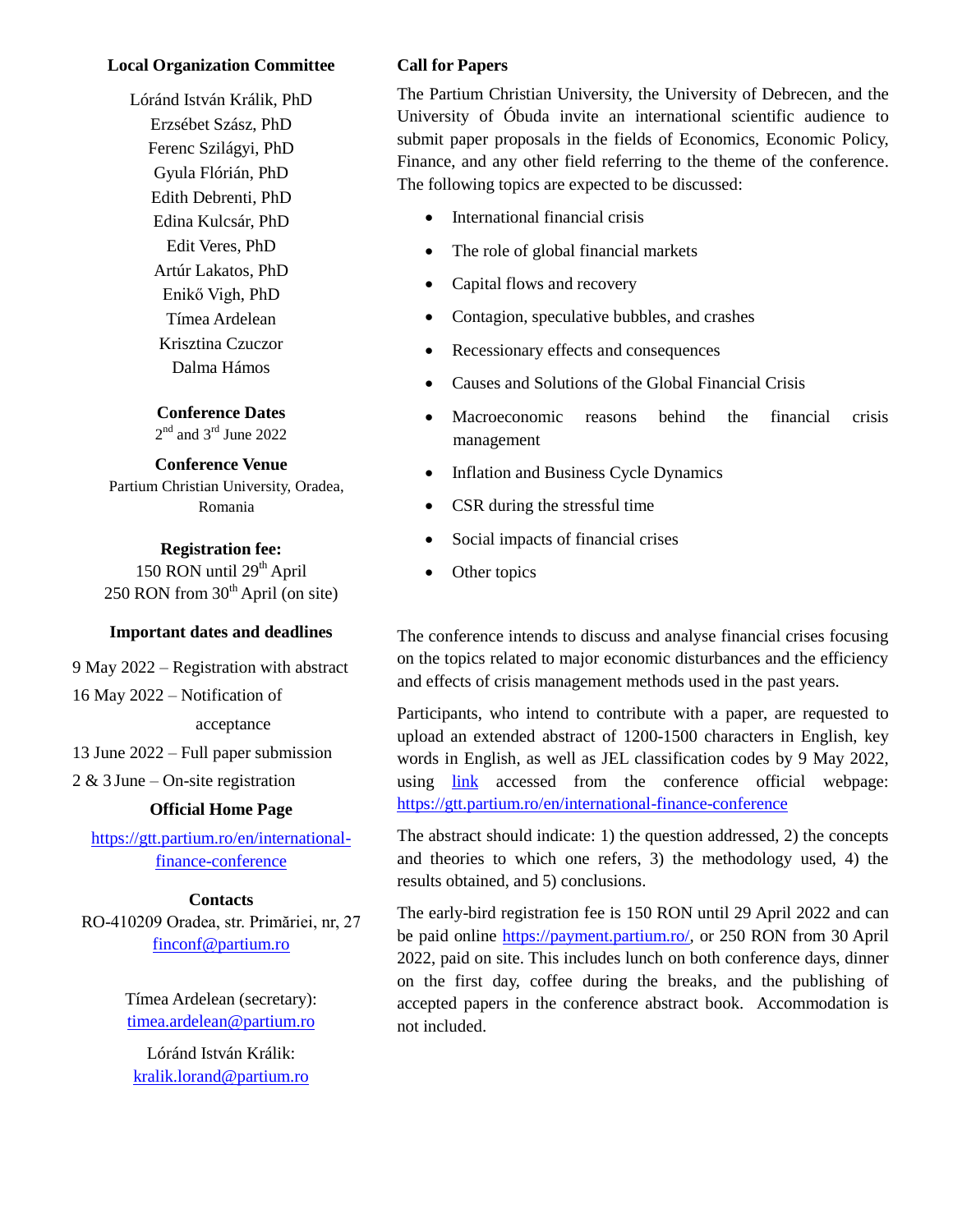### Local Organization Committee

Lóránd István Králik, PhD
Erzsébet Szász, PhD
Ferenc Szilágyi, PhD
Gyula Flórián, PhD
Edith Debrenti, PhD
Edina Kulcsár, PhD
Edit Veres, PhD
Artúr Lakatos, PhD
Enikő Vigh, PhD
Tímea Ardelean
Krisztina Czuczor
Dalma Hámos

**Conference Dates**
2nd and 3rd June 2022

**Conference Venue**
Partium Christian University, Oradea, Romania

**Registration fee:**
150 RON until 29th April
250 RON from 30th April (on site)

**Important dates and deadlines**

9 May 2022 – Registration with abstract
16 May 2022 – Notification of acceptance
13 June 2022 – Full paper submission
2 & 3 June – On-site registration

**Official Home Page**

https://gtt.partium.ro/en/international-finance-conference

**Contacts**
RO-410209 Oradea, str. Primăriei, nr, 27
finconf@partium.ro

Tímea Ardelean (secretary):
timea.ardelean@partium.ro

Lóránd István Králik:
kralik.lorand@partium.ro

### Call for Papers

The Partium Christian University, the University of Debrecen, and the University of Óbuda invite an international scientific audience to submit paper proposals in the fields of Economics, Economic Policy, Finance, and any other field referring to the theme of the conference. The following topics are expected to be discussed:

- International financial crisis
- The role of global financial markets
- Capital flows and recovery
- Contagion, speculative bubbles, and crashes
- Recessionary effects and consequences
- Causes and Solutions of the Global Financial Crisis
- Macroeconomic reasons behind the financial crisis management
- Inflation and Business Cycle Dynamics
- CSR during the stressful time
- Social impacts of financial crises
- Other topics

The conference intends to discuss and analyse financial crises focusing on the topics related to major economic disturbances and the efficiency and effects of crisis management methods used in the past years.

Participants, who intend to contribute with a paper, are requested to upload an extended abstract of 1200-1500 characters in English, key words in English, as well as JEL classification codes by 9 May 2022, using link accessed from the conference official webpage: https://gtt.partium.ro/en/international-finance-conference

The abstract should indicate: 1) the question addressed, 2) the concepts and theories to which one refers, 3) the methodology used, 4) the results obtained, and 5) conclusions.

The early-bird registration fee is 150 RON until 29 April 2022 and can be paid online https://payment.partium.ro/, or 250 RON from 30 April 2022, paid on site. This includes lunch on both conference days, dinner on the first day, coffee during the breaks, and the publishing of accepted papers in the conference abstract book. Accommodation is not included.